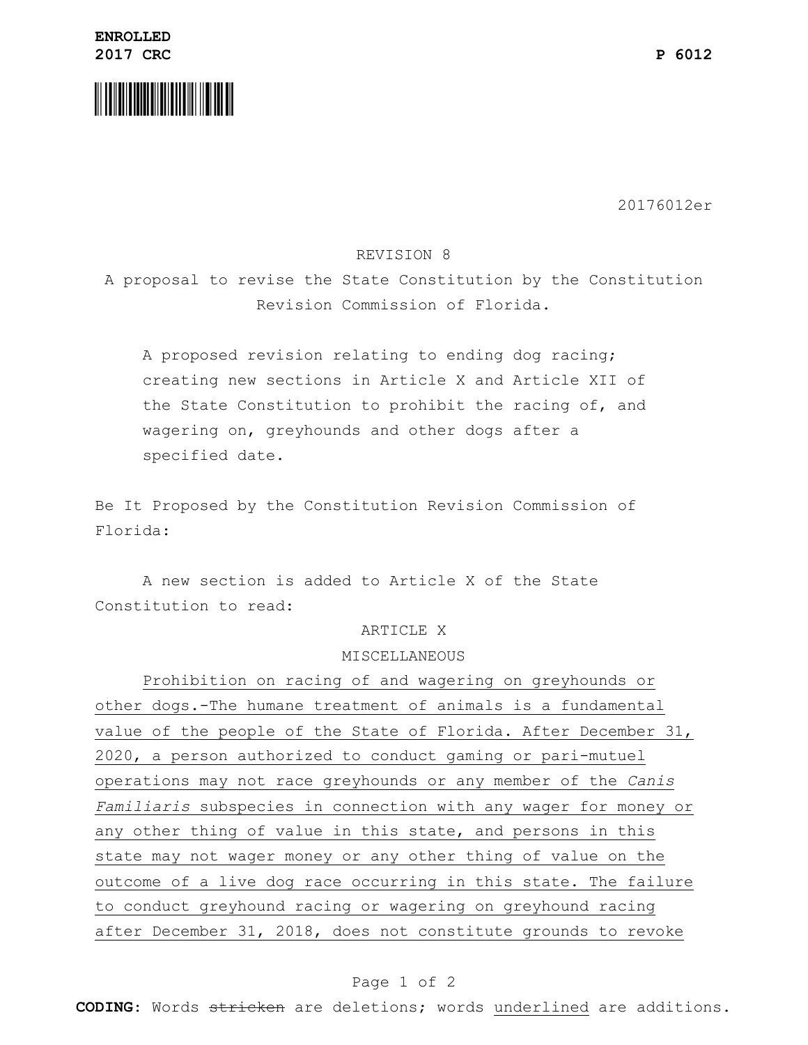**ENROLLED**
**2017 CRC** **P 6012**

20176012er

REVISION 8

A proposal to revise the State Constitution by the Constitution Revision Commission of Florida.

A proposed revision relating to ending dog racing; creating new sections in Article X and Article XII of the State Constitution to prohibit the racing of, and wagering on, greyhounds and other dogs after a specified date.

Be It Proposed by the Constitution Revision Commission of Florida:

A new section is added to Article X of the State Constitution to read:

ARTICLE X

MISCELLANEOUS

<u>Prohibition on racing of and wagering on greyhounds or other dogs.-The humane treatment of animals is a fundamental value of the people of the State of Florida. After December 31, 2020, a person authorized to conduct gaming or pari-mutuel operations may not race greyhounds or any member of the *Canis Familiaris* subspecies in connection with any wager for money or any other thing of value in this state, and persons in this state may not wager money or any other thing of value on the outcome of a live dog race occurring in this state. The failure to conduct greyhound racing or wagering on greyhound racing after December 31, 2018, does not constitute grounds to revoke</u>

**CODING:** Words ~~stricken~~ are deletions; words <u>underlined</u> are additions.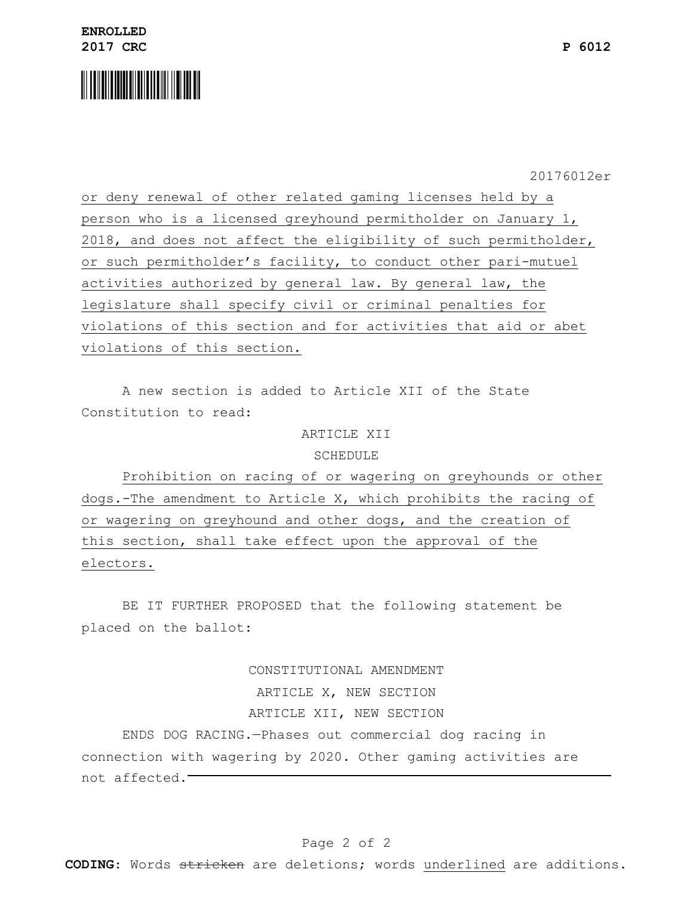or deny renewal of other related gaming licenses held by a person who is a licensed greyhound permitholder on January 1, 2018, and does not affect the eligibility of such permitholder, or such permitholder's facility, to conduct other pari-mutuel activities authorized by general law. By general law, the legislature shall specify civil or criminal penalties for violations of this section and for activities that aid or abet violations of this section.

A new section is added to Article XII of the State Constitution to read:

ARTICLE XII

SCHEDULE

Prohibition on racing of or wagering on greyhounds or other dogs.-The amendment to Article X, which prohibits the racing of or wagering on greyhound and other dogs, and the creation of this section, shall take effect upon the approval of the electors.

BE IT FURTHER PROPOSED that the following statement be placed on the ballot:

CONSTITUTIONAL AMENDMENT

ARTICLE X, NEW SECTION

ARTICLE XII, NEW SECTION

ENDS DOG RACING.—Phases out commercial dog racing in connection with wagering by 2020. Other gaming activities are not affected.

**CODING:** Words ~~stricken~~ are deletions; words underlined are additions.